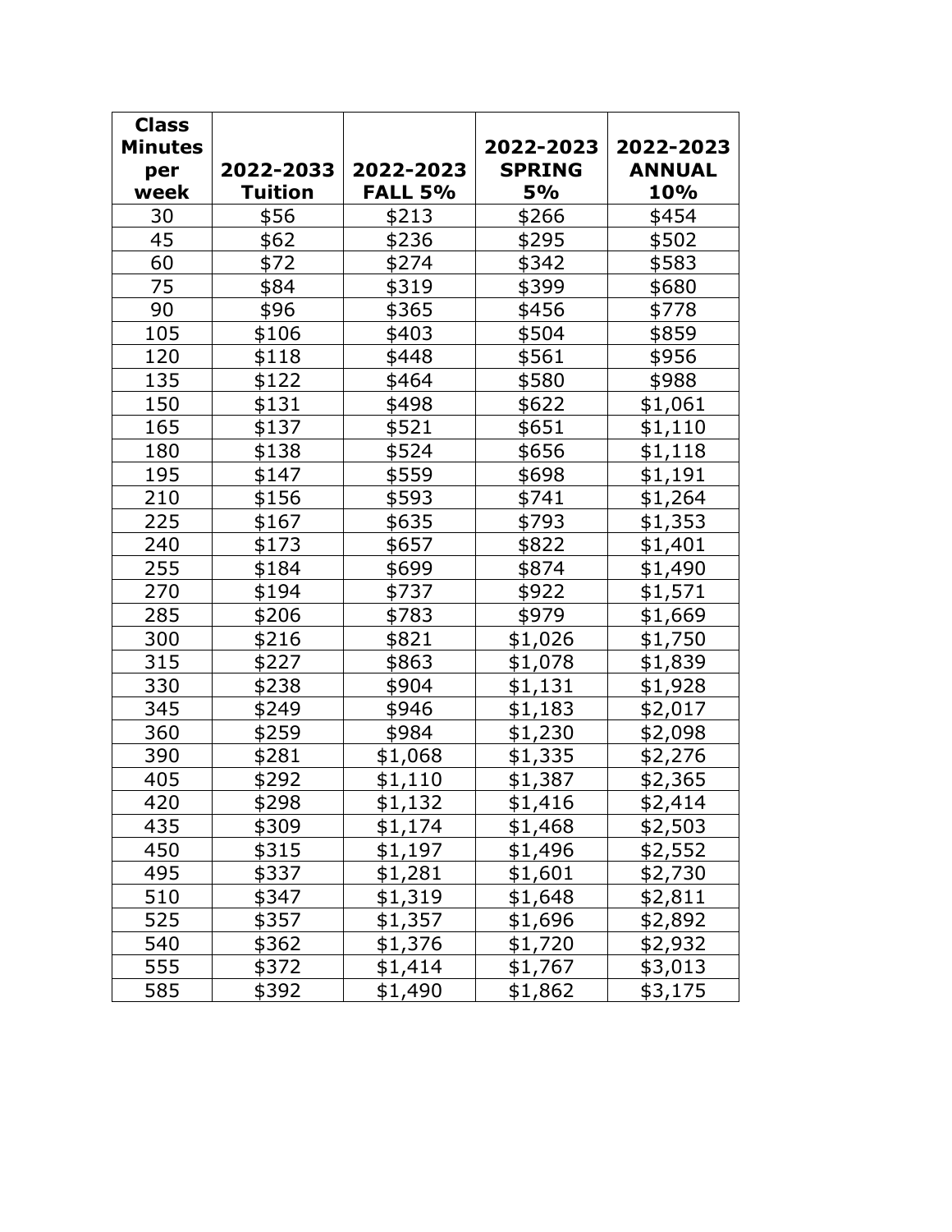| Class Minutes per week | 2022-2033 Tuition | 2022-2023 FALL 5% | 2022-2023 SPRING 5% | 2022-2023 ANNUAL 10% |
|---|---|---|---|---|
| 30 | $56 | $213 | $266 | $454 |
| 45 | $62 | $236 | $295 | $502 |
| 60 | $72 | $274 | $342 | $583 |
| 75 | $84 | $319 | $399 | $680 |
| 90 | $96 | $365 | $456 | $778 |
| 105 | $106 | $403 | $504 | $859 |
| 120 | $118 | $448 | $561 | $956 |
| 135 | $122 | $464 | $580 | $988 |
| 150 | $131 | $498 | $622 | $1,061 |
| 165 | $137 | $521 | $651 | $1,110 |
| 180 | $138 | $524 | $656 | $1,118 |
| 195 | $147 | $559 | $698 | $1,191 |
| 210 | $156 | $593 | $741 | $1,264 |
| 225 | $167 | $635 | $793 | $1,353 |
| 240 | $173 | $657 | $822 | $1,401 |
| 255 | $184 | $699 | $874 | $1,490 |
| 270 | $194 | $737 | $922 | $1,571 |
| 285 | $206 | $783 | $979 | $1,669 |
| 300 | $216 | $821 | $1,026 | $1,750 |
| 315 | $227 | $863 | $1,078 | $1,839 |
| 330 | $238 | $904 | $1,131 | $1,928 |
| 345 | $249 | $946 | $1,183 | $2,017 |
| 360 | $259 | $984 | $1,230 | $2,098 |
| 390 | $281 | $1,068 | $1,335 | $2,276 |
| 405 | $292 | $1,110 | $1,387 | $2,365 |
| 420 | $298 | $1,132 | $1,416 | $2,414 |
| 435 | $309 | $1,174 | $1,468 | $2,503 |
| 450 | $315 | $1,197 | $1,496 | $2,552 |
| 495 | $337 | $1,281 | $1,601 | $2,730 |
| 510 | $347 | $1,319 | $1,648 | $2,811 |
| 525 | $357 | $1,357 | $1,696 | $2,892 |
| 540 | $362 | $1,376 | $1,720 | $2,932 |
| 555 | $372 | $1,414 | $1,767 | $3,013 |
| 585 | $392 | $1,490 | $1,862 | $3,175 |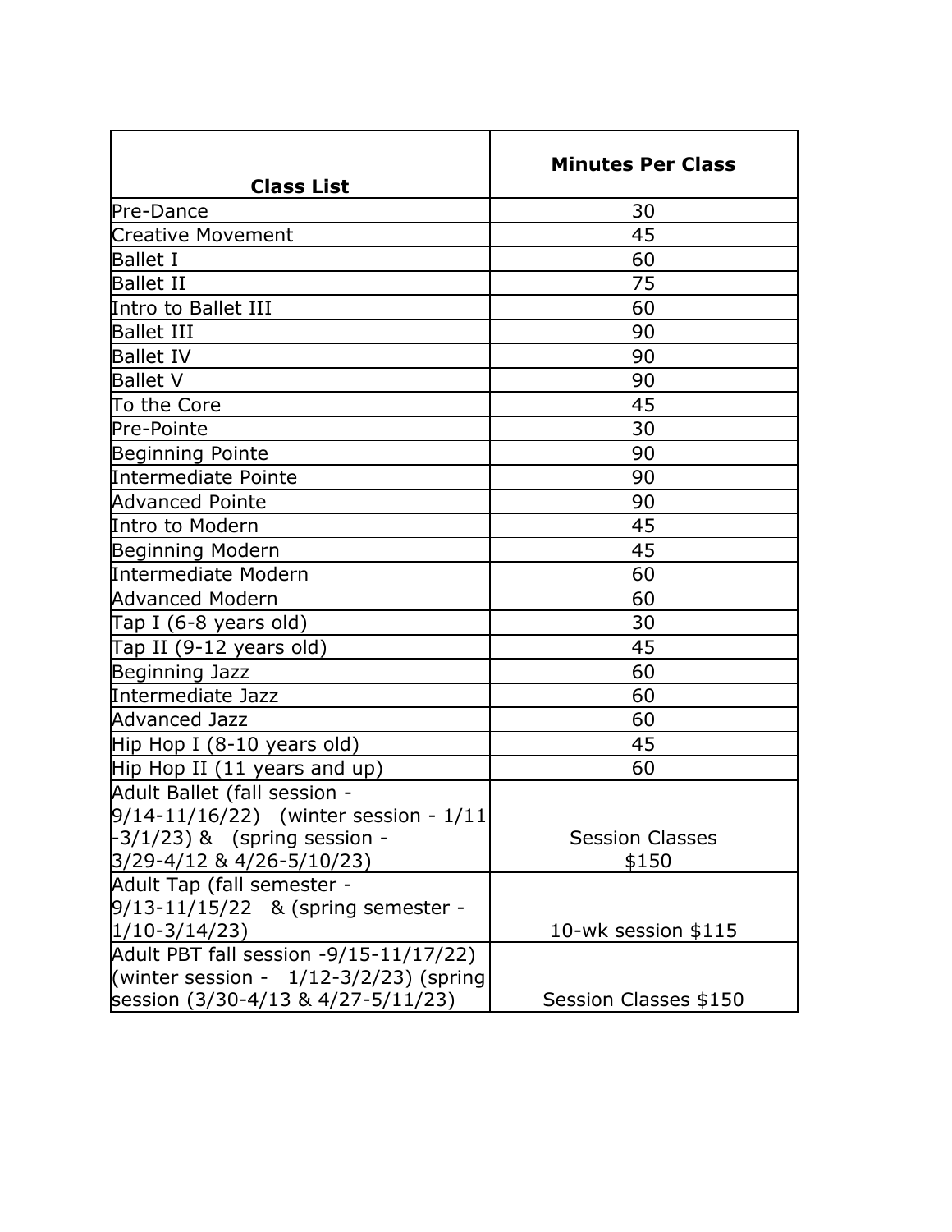| Class List | Minutes Per Class |
|---|---|
| Pre-Dance | 30 |
| Creative Movement | 45 |
| Ballet I | 60 |
| Ballet II | 75 |
| Intro to Ballet III | 60 |
| Ballet III | 90 |
| Ballet IV | 90 |
| Ballet V | 90 |
| To the Core | 45 |
| Pre-Pointe | 30 |
| Beginning Pointe | 90 |
| Intermediate Pointe | 90 |
| Advanced Pointe | 90 |
| Intro to Modern | 45 |
| Beginning Modern | 45 |
| Intermediate Modern | 60 |
| Advanced Modern | 60 |
| Tap I (6-8 years old) | 30 |
| Tap II (9-12 years old) | 45 |
| Beginning Jazz | 60 |
| Intermediate Jazz | 60 |
| Advanced Jazz | 60 |
| Hip Hop I (8-10 years old) | 45 |
| Hip Hop II (11 years and up) | 60 |
| Adult Ballet (fall session - 9/14-11/16/22) (winter session - 1/11-3/1/23) & (spring session - 3/29-4/12 & 4/26-5/10/23) | Session Classes $150 |
| Adult Tap (fall semester - 9/13-11/15/22 & (spring semester - 1/10-3/14/23) | 10-wk session $115 |
| Adult PBT fall session -9/15-11/17/22) (winter session - 1/12-3/2/23) (spring session (3/30-4/13 & 4/27-5/11/23) | Session Classes $150 |